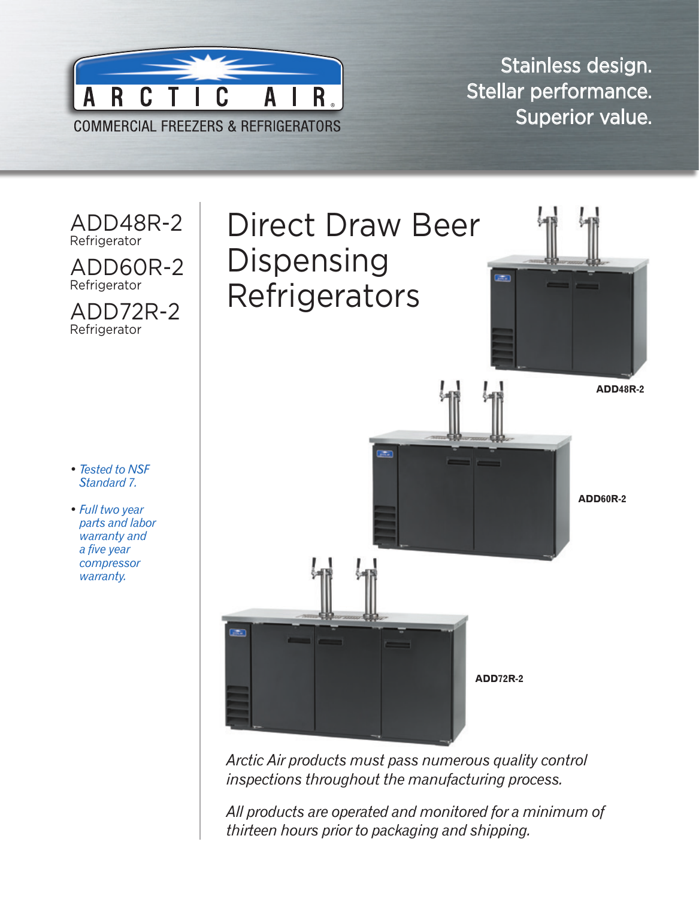ARCTIC AIR

COMMERCIAL FREEZERS & REFRIGERATORS

Stainless design.
Stellar performance.
Superior value.

ADD48R-2
Refrigerator

ADD60R-2
Refrigerator

ADD72R-2
Refrigerator

# Direct Draw Beer Dispensing Refrigerators

- *Tested to NSF Standard 7.*
- *Full two year parts and labor warranty and a five year compressor warranty.*

**ADD48R-2**

**ADD60R-2**

**ADD72R-2**

*Arctic Air products must pass numerous quality control inspections throughout the manufacturing process.*

*All products are operated and monitored for a minimum of thirteen hours prior to packaging and shipping.*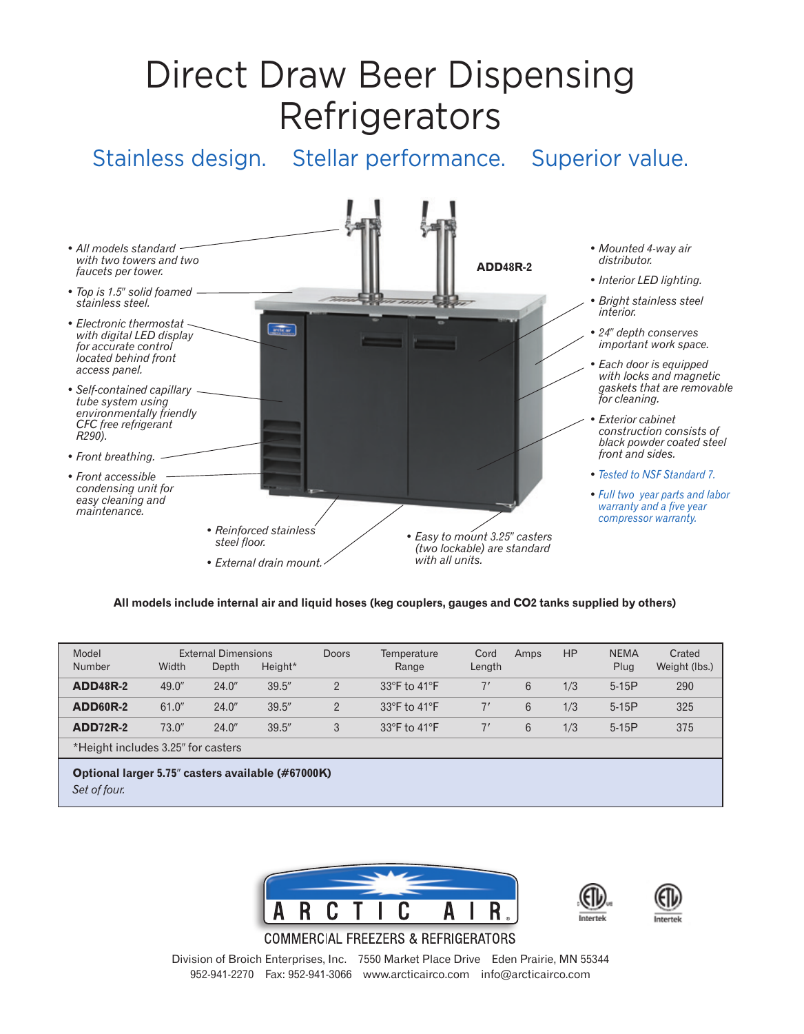# Direct Draw Beer Dispensing Refrigerators

## Stainless design. Stellar performance. Superior value.

ADD48R-2

- *All models standard with two towers and two faucets per tower.*
- *Top is 1.5" solid foamed stainless steel.*
- *Electronic thermostat with digital LED display for accurate control located behind front access panel.*
- *Self-contained capillary tube system using environmentally friendly CFC free refrigerant R290).*
- *Front breathing.*
- *Front accessible condensing unit for easy cleaning and maintenance.*
- *Reinforced stainless steel floor.*
- *External drain mount.*
- *Easy to mount 3.25" casters (two lockable) are standard with all units.*
- *Mounted 4-way air distributor.*
- *Interior LED lighting.*
- *Bright stainless steel interior.*
- *24" depth conserves important work space.*
- *Each door is equipped with locks and magnetic gaskets that are removable for cleaning.*
- *Exterior cabinet construction consists of black powder coated steel front and sides.*
- *Tested to NSF Standard 7.*
- *Full two year parts and labor warranty and a five year compressor warranty.*

**All models include internal air and liquid hoses (keg couplers, gauges and $CO_2$ tanks supplied by others)**

| Model | External Dimensions | | | Doors | Temperature | Cord | Amps | HP | NEMA | Crated |
|---|---|---|---|---|---|---|---|---|---|---|
| Number | Width | Depth | Height* | | Range | Length | | | Plug | Weight (lbs.) |
| **ADD48R-2** | 49.0" | 24.0" | 39.5" | 2 | 33°F to 41°F | 7' | 6 | 1/3 | 5-15P | 290 |
| **ADD60R-2** | 61.0" | 24.0" | 39.5" | 2 | 33°F to 41°F | 7' | 6 | 1/3 | 5-15P | 325 |
| **ADD72R-2** | 73.0" | 24.0" | 39.5" | 3 | 33°F to 41°F | 7' | 6 | 1/3 | 5-15P | 375 |

*Height includes 3.25" for casters

**Optional larger 5.75" casters available (#67000K)**
*Set of four.*

ARCTIC AIR
COMMERCIAL FREEZERS & REFRIGERATORS

Division of Broich Enterprises, Inc. 7550 Market Place Drive Eden Prairie, MN 55344
952-941-2270 Fax: 952-941-3066 www.arcticairco.com info@arcticairco.com